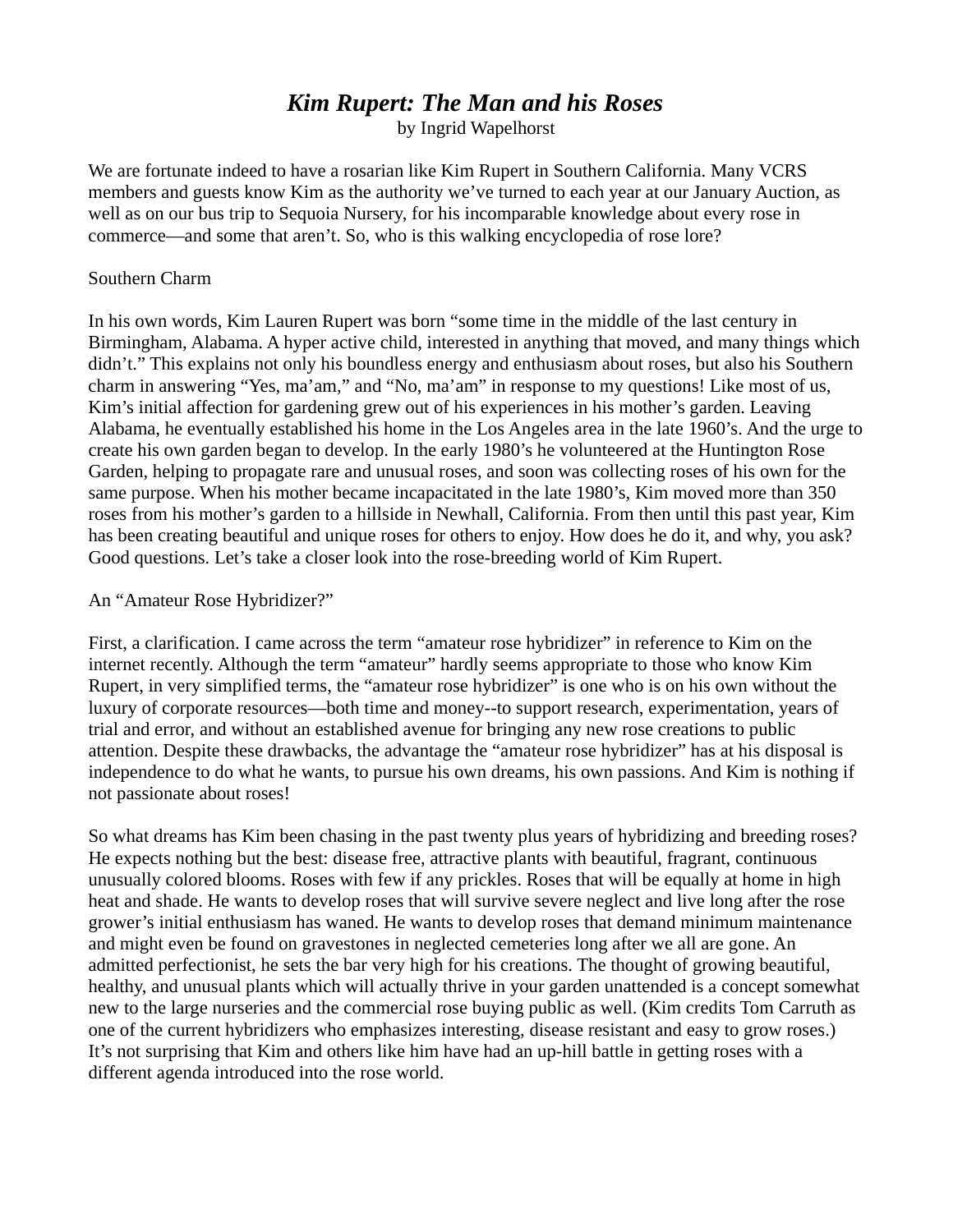# *Kim Rupert: The Man and his Roses*

by Ingrid Wapelhorst

We are fortunate indeed to have a rosarian like Kim Rupert in Southern California. Many VCRS members and guests know Kim as the authority we've turned to each year at our January Auction, as well as on our bus trip to Sequoia Nursery, for his incomparable knowledge about every rose in commerce—and some that aren't. So, who is this walking encyclopedia of rose lore?

## Southern Charm

In his own words, Kim Lauren Rupert was born "some time in the middle of the last century in Birmingham, Alabama. A hyper active child, interested in anything that moved, and many things which didn't." This explains not only his boundless energy and enthusiasm about roses, but also his Southern charm in answering "Yes, ma'am," and "No, ma'am" in response to my questions! Like most of us, Kim's initial affection for gardening grew out of his experiences in his mother's garden. Leaving Alabama, he eventually established his home in the Los Angeles area in the late 1960's. And the urge to create his own garden began to develop. In the early 1980's he volunteered at the Huntington Rose Garden, helping to propagate rare and unusual roses, and soon was collecting roses of his own for the same purpose. When his mother became incapacitated in the late 1980's, Kim moved more than 350 roses from his mother's garden to a hillside in Newhall, California. From then until this past year, Kim has been creating beautiful and unique roses for others to enjoy. How does he do it, and why, you ask? Good questions. Let's take a closer look into the rose-breeding world of Kim Rupert.

## An "Amateur Rose Hybridizer?"

First, a clarification. I came across the term "amateur rose hybridizer" in reference to Kim on the internet recently. Although the term "amateur" hardly seems appropriate to those who know Kim Rupert, in very simplified terms, the "amateur rose hybridizer" is one who is on his own without the luxury of corporate resources—both time and money--to support research, experimentation, years of trial and error, and without an established avenue for bringing any new rose creations to public attention. Despite these drawbacks, the advantage the "amateur rose hybridizer" has at his disposal is independence to do what he wants, to pursue his own dreams, his own passions. And Kim is nothing if not passionate about roses!

So what dreams has Kim been chasing in the past twenty plus years of hybridizing and breeding roses? He expects nothing but the best: disease free, attractive plants with beautiful, fragrant, continuous unusually colored blooms. Roses with few if any prickles. Roses that will be equally at home in high heat and shade. He wants to develop roses that will survive severe neglect and live long after the rose grower's initial enthusiasm has waned. He wants to develop roses that demand minimum maintenance and might even be found on gravestones in neglected cemeteries long after we all are gone. An admitted perfectionist, he sets the bar very high for his creations. The thought of growing beautiful, healthy, and unusual plants which will actually thrive in your garden unattended is a concept somewhat new to the large nurseries and the commercial rose buying public as well. (Kim credits Tom Carruth as one of the current hybridizers who emphasizes interesting, disease resistant and easy to grow roses.) It's not surprising that Kim and others like him have had an up-hill battle in getting roses with a different agenda introduced into the rose world.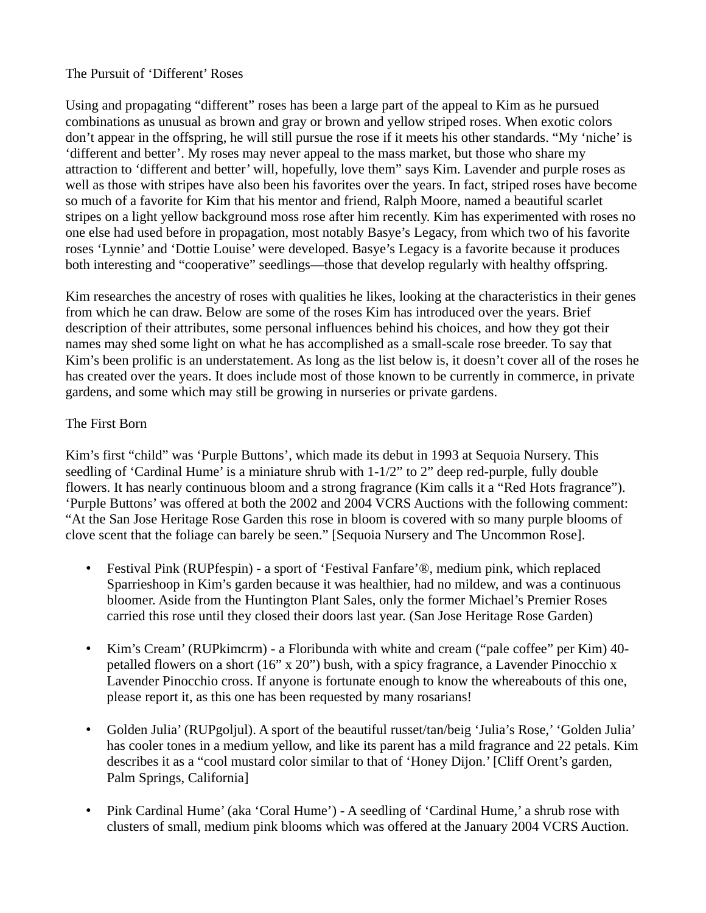## The Pursuit of 'Different' Roses

Using and propagating "different" roses has been a large part of the appeal to Kim as he pursued combinations as unusual as brown and gray or brown and yellow striped roses. When exotic colors don't appear in the offspring, he will still pursue the rose if it meets his other standards. "My 'niche' is 'different and better'. My roses may never appeal to the mass market, but those who share my attraction to 'different and better' will, hopefully, love them" says Kim. Lavender and purple roses as well as those with stripes have also been his favorites over the years. In fact, striped roses have become so much of a favorite for Kim that his mentor and friend, Ralph Moore, named a beautiful scarlet stripes on a light yellow background moss rose after him recently. Kim has experimented with roses no one else had used before in propagation, most notably Basye's Legacy, from which two of his favorite roses 'Lynnie' and 'Dottie Louise' were developed. Basye's Legacy is a favorite because it produces both interesting and "cooperative" seedlings—those that develop regularly with healthy offspring.

Kim researches the ancestry of roses with qualities he likes, looking at the characteristics in their genes from which he can draw. Below are some of the roses Kim has introduced over the years. Brief description of their attributes, some personal influences behind his choices, and how they got their names may shed some light on what he has accomplished as a small-scale rose breeder. To say that Kim's been prolific is an understatement. As long as the list below is, it doesn't cover all of the roses he has created over the years. It does include most of those known to be currently in commerce, in private gardens, and some which may still be growing in nurseries or private gardens.

## The First Born

Kim's first "child" was 'Purple Buttons', which made its debut in 1993 at Sequoia Nursery. This seedling of 'Cardinal Hume' is a miniature shrub with 1-1/2" to 2" deep red-purple, fully double flowers. It has nearly continuous bloom and a strong fragrance (Kim calls it a "Red Hots fragrance"). 'Purple Buttons' was offered at both the 2002 and 2004 VCRS Auctions with the following comment: "At the San Jose Heritage Rose Garden this rose in bloom is covered with so many purple blooms of clove scent that the foliage can barely be seen." [Sequoia Nursery and The Uncommon Rose].

- Festival Pink (RUPfespin) - a sport of 'Festival Fanfare'®, medium pink, which replaced Sparrieshoop in Kim's garden because it was healthier, had no mildew, and was a continuous bloomer. Aside from the Huntington Plant Sales, only the former Michael's Premier Roses carried this rose until they closed their doors last year. (San Jose Heritage Rose Garden)

- Kim's Cream' (RUPkimcrm) - a Floribunda with white and cream ("pale coffee" per Kim) 40-petalled flowers on a short (16" x 20") bush, with a spicy fragrance, a Lavender Pinocchio x Lavender Pinocchio cross. If anyone is fortunate enough to know the whereabouts of this one, please report it, as this one has been requested by many rosarians!

- Golden Julia' (RUPgoljul). A sport of the beautiful russet/tan/beig 'Julia's Rose,' 'Golden Julia' has cooler tones in a medium yellow, and like its parent has a mild fragrance and 22 petals. Kim describes it as a "cool mustard color similar to that of 'Honey Dijon.' [Cliff Orent's garden, Palm Springs, California]

- Pink Cardinal Hume' (aka 'Coral Hume') - A seedling of 'Cardinal Hume,' a shrub rose with clusters of small, medium pink blooms which was offered at the January 2004 VCRS Auction.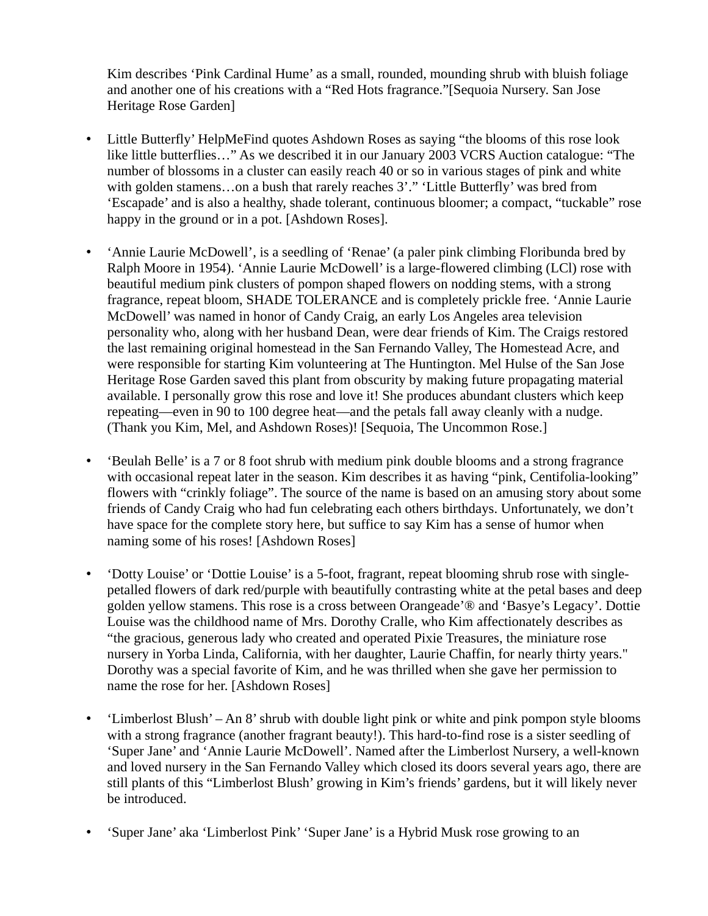Kim describes ‘Pink Cardinal Hume’ as a small, rounded, mounding shrub with bluish foliage and another one of his creations with a “Red Hots fragrance.”[Sequoia Nursery. San Jose Heritage Rose Garden]

- Little Butterfly’ HelpMeFind quotes Ashdown Roses as saying “the blooms of this rose look like little butterflies…” As we described it in our January 2003 VCRS Auction catalogue: “The number of blossoms in a cluster can easily reach 40 or so in various stages of pink and white with golden stamens…on a bush that rarely reaches 3’.” ‘Little Butterfly’ was bred from ‘Escapade’ and is also a healthy, shade tolerant, continuous bloomer; a compact, “tuckable” rose happy in the ground or in a pot. [Ashdown Roses].

- ‘Annie Laurie McDowell’, is a seedling of ‘Renae’ (a paler pink climbing Floribunda bred by Ralph Moore in 1954). ‘Annie Laurie McDowell’ is a large-flowered climbing (LCl) rose with beautiful medium pink clusters of pompon shaped flowers on nodding stems, with a strong fragrance, repeat bloom, SHADE TOLERANCE and is completely prickle free. ‘Annie Laurie McDowell’ was named in honor of Candy Craig, an early Los Angeles area television personality who, along with her husband Dean, were dear friends of Kim. The Craigs restored the last remaining original homestead in the San Fernando Valley, The Homestead Acre, and were responsible for starting Kim volunteering at The Huntington. Mel Hulse of the San Jose Heritage Rose Garden saved this plant from obscurity by making future propagating material available. I personally grow this rose and love it! She produces abundant clusters which keep repeating—even in 90 to 100 degree heat—and the petals fall away cleanly with a nudge. (Thank you Kim, Mel, and Ashdown Roses)! [Sequoia, The Uncommon Rose.]

- ‘Beulah Belle’ is a 7 or 8 foot shrub with medium pink double blooms and a strong fragrance with occasional repeat later in the season. Kim describes it as having “pink, Centifolia-looking” flowers with “crinkly foliage”. The source of the name is based on an amusing story about some friends of Candy Craig who had fun celebrating each others birthdays. Unfortunately, we don’t have space for the complete story here, but suffice to say Kim has a sense of humor when naming some of his roses! [Ashdown Roses]

- ‘Dotty Louise’ or ‘Dottie Louise’ is a 5-foot, fragrant, repeat blooming shrub rose with single-petalled flowers of dark red/purple with beautifully contrasting white at the petal bases and deep golden yellow stamens. This rose is a cross between Orangeade’® and ‘Basye’s Legacy’. Dottie Louise was the childhood name of Mrs. Dorothy Cralle, who Kim affectionately describes as “the gracious, generous lady who created and operated Pixie Treasures, the miniature rose nursery in Yorba Linda, California, with her daughter, Laurie Chaffin, for nearly thirty years." Dorothy was a special favorite of Kim, and he was thrilled when she gave her permission to name the rose for her. [Ashdown Roses]

- ‘Limberlost Blush’ – An 8’ shrub with double light pink or white and pink pompon style blooms with a strong fragrance (another fragrant beauty!). This hard-to-find rose is a sister seedling of ‘Super Jane’ and ‘Annie Laurie McDowell’. Named after the Limberlost Nursery, a well-known and loved nursery in the San Fernando Valley which closed its doors several years ago, there are still plants of this “Limberlost Blush’ growing in Kim’s friends’ gardens, but it will likely never be introduced.

- ‘Super Jane’ aka ‘Limberlost Pink’ ‘Super Jane’ is a Hybrid Musk rose growing to an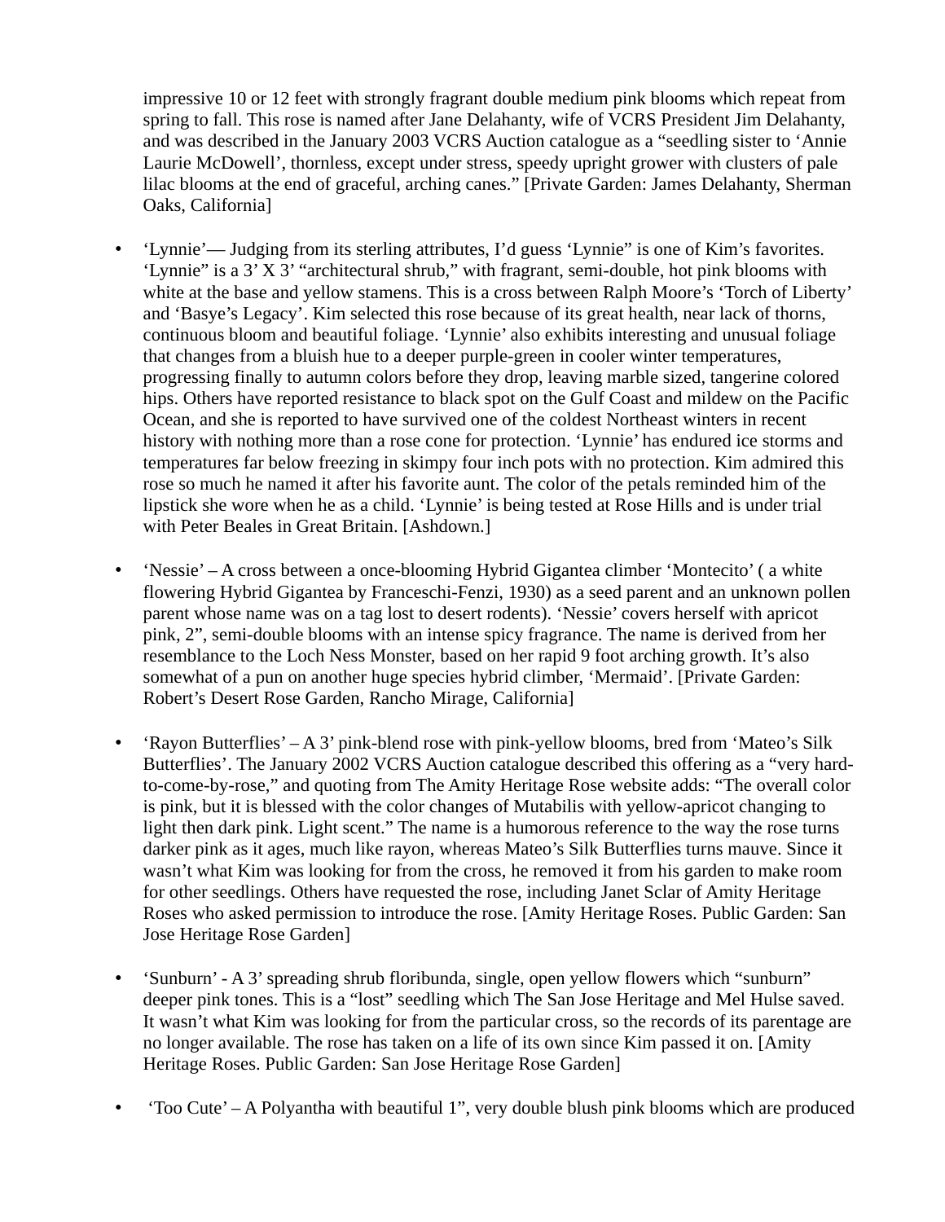impressive 10 or 12 feet with strongly fragrant double medium pink blooms which repeat from spring to fall. This rose is named after Jane Delahanty, wife of VCRS President Jim Delahanty, and was described in the January 2003 VCRS Auction catalogue as a "seedling sister to 'Annie Laurie McDowell', thornless, except under stress, speedy upright grower with clusters of pale lilac blooms at the end of graceful, arching canes." [Private Garden: James Delahanty, Sherman Oaks, California]

- 'Lynnie'— Judging from its sterling attributes, I'd guess 'Lynnie" is one of Kim's favorites. 'Lynnie" is a 3' X 3' "architectural shrub," with fragrant, semi-double, hot pink blooms with white at the base and yellow stamens. This is a cross between Ralph Moore's 'Torch of Liberty' and 'Basye's Legacy'. Kim selected this rose because of its great health, near lack of thorns, continuous bloom and beautiful foliage. 'Lynnie' also exhibits interesting and unusual foliage that changes from a bluish hue to a deeper purple-green in cooler winter temperatures, progressing finally to autumn colors before they drop, leaving marble sized, tangerine colored hips. Others have reported resistance to black spot on the Gulf Coast and mildew on the Pacific Ocean, and she is reported to have survived one of the coldest Northeast winters in recent history with nothing more than a rose cone for protection. 'Lynnie' has endured ice storms and temperatures far below freezing in skimpy four inch pots with no protection. Kim admired this rose so much he named it after his favorite aunt. The color of the petals reminded him of the lipstick she wore when he as a child. 'Lynnie' is being tested at Rose Hills and is under trial with Peter Beales in Great Britain. [Ashdown.]

- 'Nessie' – A cross between a once-blooming Hybrid Gigantea climber 'Montecito' ( a white flowering Hybrid Gigantea by Franceschi-Fenzi, 1930) as a seed parent and an unknown pollen parent whose name was on a tag lost to desert rodents). 'Nessie' covers herself with apricot pink, 2", semi-double blooms with an intense spicy fragrance. The name is derived from her resemblance to the Loch Ness Monster, based on her rapid 9 foot arching growth. It's also somewhat of a pun on another huge species hybrid climber, 'Mermaid'. [Private Garden: Robert's Desert Rose Garden, Rancho Mirage, California]

- 'Rayon Butterflies' – A 3' pink-blend rose with pink-yellow blooms, bred from 'Mateo's Silk Butterflies'. The January 2002 VCRS Auction catalogue described this offering as a "very hard-to-come-by-rose," and quoting from The Amity Heritage Rose website adds: "The overall color is pink, but it is blessed with the color changes of Mutabilis with yellow-apricot changing to light then dark pink. Light scent." The name is a humorous reference to the way the rose turns darker pink as it ages, much like rayon, whereas Mateo's Silk Butterflies turns mauve. Since it wasn't what Kim was looking for from the cross, he removed it from his garden to make room for other seedlings. Others have requested the rose, including Janet Sclar of Amity Heritage Roses who asked permission to introduce the rose. [Amity Heritage Roses. Public Garden: San Jose Heritage Rose Garden]

- 'Sunburn' - A 3' spreading shrub floribunda, single, open yellow flowers which "sunburn" deeper pink tones. This is a "lost" seedling which The San Jose Heritage and Mel Hulse saved. It wasn't what Kim was looking for from the particular cross, so the records of its parentage are no longer available. The rose has taken on a life of its own since Kim passed it on. [Amity Heritage Roses. Public Garden: San Jose Heritage Rose Garden]

- 'Too Cute' – A Polyantha with beautiful 1", very double blush pink blooms which are produced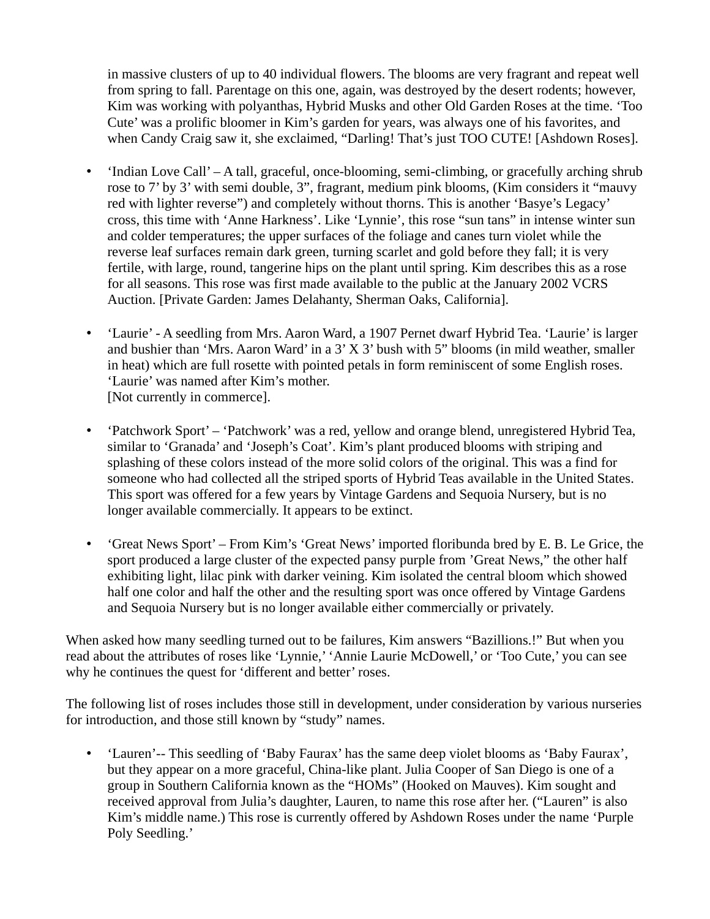in massive clusters of up to 40 individual flowers. The blooms are very fragrant and repeat well from spring to fall. Parentage on this one, again, was destroyed by the desert rodents; however, Kim was working with polyanthas, Hybrid Musks and other Old Garden Roses at the time. 'Too Cute' was a prolific bloomer in Kim's garden for years, was always one of his favorites, and when Candy Craig saw it, she exclaimed, "Darling! That's just TOO CUTE! [Ashdown Roses].

- 'Indian Love Call' – A tall, graceful, once-blooming, semi-climbing, or gracefully arching shrub rose to 7' by 3' with semi double, 3", fragrant, medium pink blooms, (Kim considers it "mauvy red with lighter reverse") and completely without thorns. This is another 'Basye's Legacy' cross, this time with 'Anne Harkness'. Like 'Lynnie', this rose "sun tans" in intense winter sun and colder temperatures; the upper surfaces of the foliage and canes turn violet while the reverse leaf surfaces remain dark green, turning scarlet and gold before they fall; it is very fertile, with large, round, tangerine hips on the plant until spring. Kim describes this as a rose for all seasons. This rose was first made available to the public at the January 2002 VCRS Auction. [Private Garden: James Delahanty, Sherman Oaks, California].

- 'Laurie' - A seedling from Mrs. Aaron Ward, a 1907 Pernet dwarf Hybrid Tea. 'Laurie' is larger and bushier than 'Mrs. Aaron Ward' in a 3' X 3' bush with 5" blooms (in mild weather, smaller in heat) which are full rosette with pointed petals in form reminiscent of some English roses. 'Laurie' was named after Kim's mother.
[Not currently in commerce].

- 'Patchwork Sport' – 'Patchwork' was a red, yellow and orange blend, unregistered Hybrid Tea, similar to 'Granada' and 'Joseph's Coat'. Kim's plant produced blooms with striping and splashing of these colors instead of the more solid colors of the original. This was a find for someone who had collected all the striped sports of Hybrid Teas available in the United States. This sport was offered for a few years by Vintage Gardens and Sequoia Nursery, but is no longer available commercially. It appears to be extinct.

- 'Great News Sport' – From Kim's 'Great News' imported floribunda bred by E. B. Le Grice, the sport produced a large cluster of the expected pansy purple from 'Great News," the other half exhibiting light, lilac pink with darker veining. Kim isolated the central bloom which showed half one color and half the other and the resulting sport was once offered by Vintage Gardens and Sequoia Nursery but is no longer available either commercially or privately.

When asked how many seedling turned out to be failures, Kim answers "Bazillions.!" But when you read about the attributes of roses like 'Lynnie,' 'Annie Laurie McDowell,' or 'Too Cute,' you can see why he continues the quest for 'different and better' roses.

The following list of roses includes those still in development, under consideration by various nurseries for introduction, and those still known by "study" names.

- 'Lauren'-- This seedling of 'Baby Faurax' has the same deep violet blooms as 'Baby Faurax', but they appear on a more graceful, China-like plant. Julia Cooper of San Diego is one of a group in Southern California known as the "HOMs" (Hooked on Mauves). Kim sought and received approval from Julia's daughter, Lauren, to name this rose after her. ("Lauren" is also Kim's middle name.) This rose is currently offered by Ashdown Roses under the name 'Purple Poly Seedling.'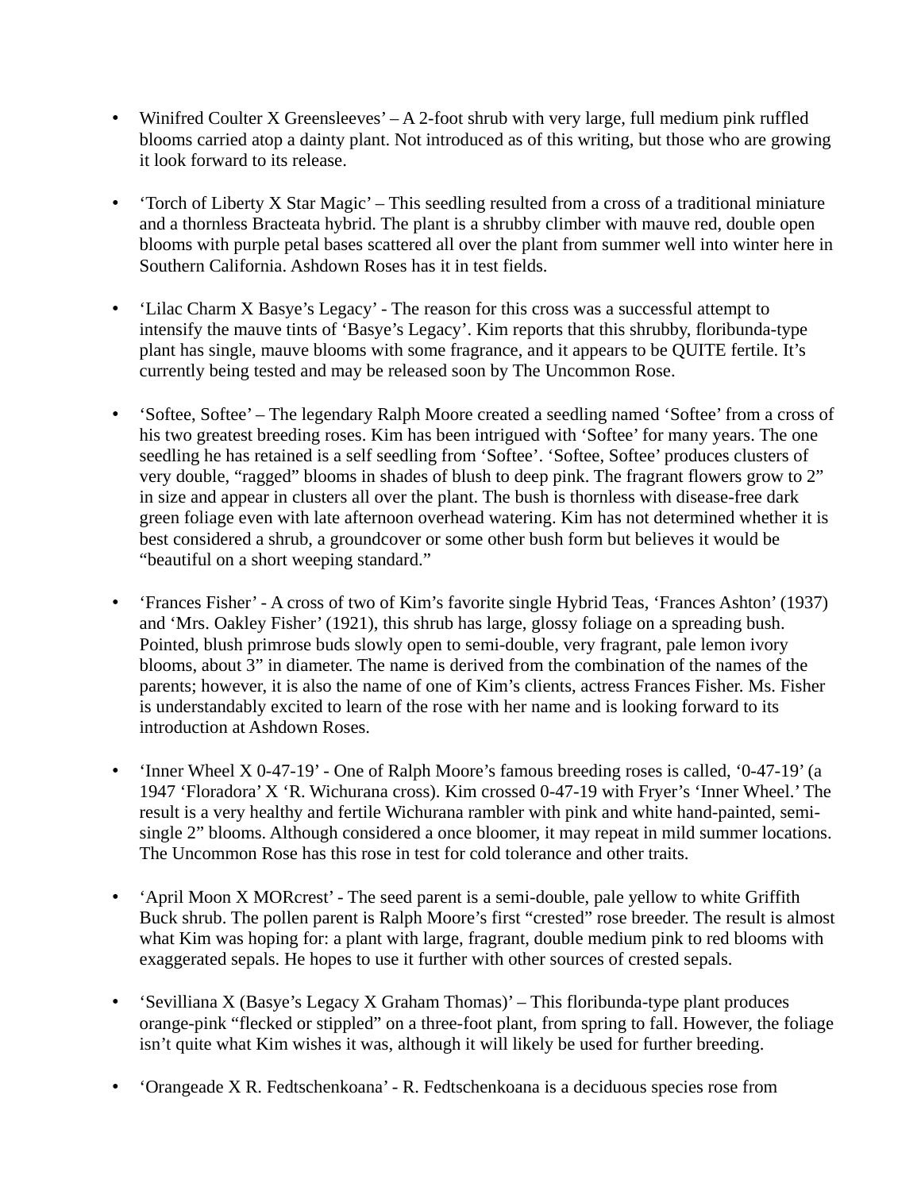- Winifred Coulter X Greensleeves' – A 2-foot shrub with very large, full medium pink ruffled blooms carried atop a dainty plant. Not introduced as of this writing, but those who are growing it look forward to its release.

- 'Torch of Liberty X Star Magic' – This seedling resulted from a cross of a traditional miniature and a thornless Bracteata hybrid. The plant is a shrubby climber with mauve red, double open blooms with purple petal bases scattered all over the plant from summer well into winter here in Southern California. Ashdown Roses has it in test fields.

- 'Lilac Charm X Basye's Legacy' - The reason for this cross was a successful attempt to intensify the mauve tints of 'Basye's Legacy'. Kim reports that this shrubby, floribunda-type plant has single, mauve blooms with some fragrance, and it appears to be QUITE fertile. It's currently being tested and may be released soon by The Uncommon Rose.

- 'Softee, Softee' – The legendary Ralph Moore created a seedling named 'Softee' from a cross of his two greatest breeding roses. Kim has been intrigued with 'Softee' for many years. The one seedling he has retained is a self seedling from 'Softee'. 'Softee, Softee' produces clusters of very double, "ragged" blooms in shades of blush to deep pink. The fragrant flowers grow to 2" in size and appear in clusters all over the plant. The bush is thornless with disease-free dark green foliage even with late afternoon overhead watering. Kim has not determined whether it is best considered a shrub, a groundcover or some other bush form but believes it would be "beautiful on a short weeping standard."

- 'Frances Fisher' - A cross of two of Kim's favorite single Hybrid Teas, 'Frances Ashton' (1937) and 'Mrs. Oakley Fisher' (1921), this shrub has large, glossy foliage on a spreading bush. Pointed, blush primrose buds slowly open to semi-double, very fragrant, pale lemon ivory blooms, about 3" in diameter. The name is derived from the combination of the names of the parents; however, it is also the name of one of Kim's clients, actress Frances Fisher. Ms. Fisher is understandably excited to learn of the rose with her name and is looking forward to its introduction at Ashdown Roses.

- 'Inner Wheel X 0-47-19' - One of Ralph Moore's famous breeding roses is called, '0-47-19' (a 1947 'Floradora' X 'R. Wichurana cross). Kim crossed 0-47-19 with Fryer's 'Inner Wheel.' The result is a very healthy and fertile Wichurana rambler with pink and white hand-painted, semi-single 2" blooms. Although considered a once bloomer, it may repeat in mild summer locations. The Uncommon Rose has this rose in test for cold tolerance and other traits.

- 'April Moon X MORcrest' - The seed parent is a semi-double, pale yellow to white Griffith Buck shrub. The pollen parent is Ralph Moore's first "crested" rose breeder. The result is almost what Kim was hoping for: a plant with large, fragrant, double medium pink to red blooms with exaggerated sepals. He hopes to use it further with other sources of crested sepals.

- 'Sevilliana X (Basye's Legacy X Graham Thomas)' – This floribunda-type plant produces orange-pink "flecked or stippled" on a three-foot plant, from spring to fall. However, the foliage isn't quite what Kim wishes it was, although it will likely be used for further breeding.

- 'Orangeade X R. Fedtschenkoana' - R. Fedtschenkoana is a deciduous species rose from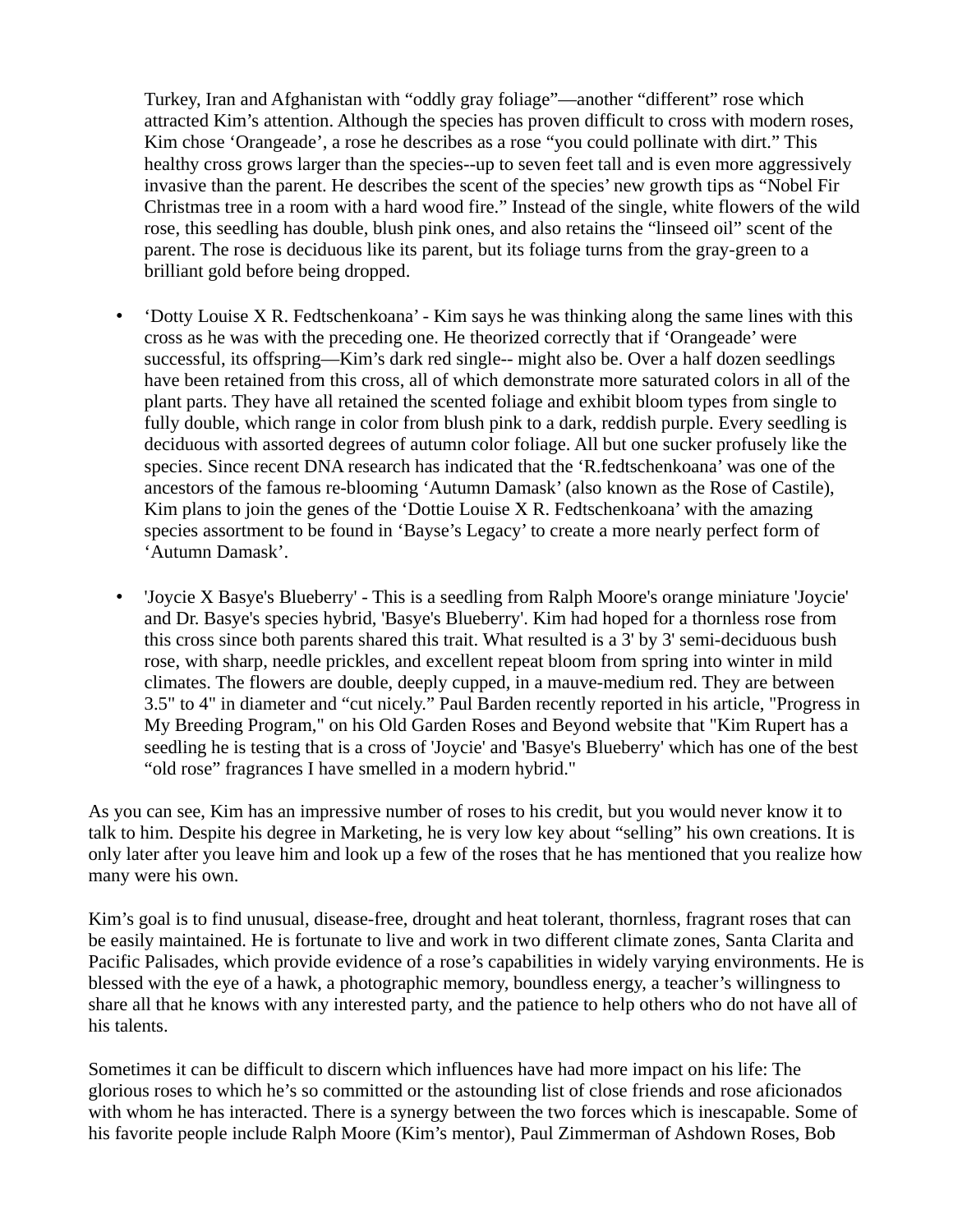Turkey, Iran and Afghanistan with “oddly gray foliage”—another “different” rose which attracted Kim’s attention. Although the species has proven difficult to cross with modern roses, Kim chose ‘Orangeade’, a rose he describes as a rose “you could pollinate with dirt.” This healthy cross grows larger than the species--up to seven feet tall and is even more aggressively invasive than the parent. He describes the scent of the species’ new growth tips as “Nobel Fir Christmas tree in a room with a hard wood fire.” Instead of the single, white flowers of the wild rose, this seedling has double, blush pink ones, and also retains the “linseed oil” scent of the parent. The rose is deciduous like its parent, but its foliage turns from the gray-green to a brilliant gold before being dropped.

- ‘Dotty Louise X R. Fedtschenkoana’ - Kim says he was thinking along the same lines with this cross as he was with the preceding one. He theorized correctly that if ‘Orangeade’ were successful, its offspring—Kim’s dark red single-- might also be. Over a half dozen seedlings have been retained from this cross, all of which demonstrate more saturated colors in all of the plant parts. They have all retained the scented foliage and exhibit bloom types from single to fully double, which range in color from blush pink to a dark, reddish purple. Every seedling is deciduous with assorted degrees of autumn color foliage. All but one sucker profusely like the species. Since recent DNA research has indicated that the ‘R.fedtschenkoana’ was one of the ancestors of the famous re-blooming ‘Autumn Damask’ (also known as the Rose of Castile), Kim plans to join the genes of the ‘Dottie Louise X R. Fedtschenkoana’ with the amazing species assortment to be found in ‘Bayse’s Legacy’ to create a more nearly perfect form of ‘Autumn Damask’.

- 'Joycie X Basye's Blueberry' - This is a seedling from Ralph Moore's orange miniature 'Joycie' and Dr. Basye's species hybrid, 'Basye's Blueberry'. Kim had hoped for a thornless rose from this cross since both parents shared this trait. What resulted is a 3' by 3' semi-deciduous bush rose, with sharp, needle prickles, and excellent repeat bloom from spring into winter in mild climates. The flowers are double, deeply cupped, in a mauve-medium red. They are between 3.5" to 4" in diameter and “cut nicely.” Paul Barden recently reported in his article, "Progress in My Breeding Program," on his Old Garden Roses and Beyond website that "Kim Rupert has a seedling he is testing that is a cross of 'Joycie' and 'Basye's Blueberry' which has one of the best “old rose” fragrances I have smelled in a modern hybrid."

As you can see, Kim has an impressive number of roses to his credit, but you would never know it to talk to him. Despite his degree in Marketing, he is very low key about “selling” his own creations. It is only later after you leave him and look up a few of the roses that he has mentioned that you realize how many were his own.

Kim’s goal is to find unusual, disease-free, drought and heat tolerant, thornless, fragrant roses that can be easily maintained. He is fortunate to live and work in two different climate zones, Santa Clarita and Pacific Palisades, which provide evidence of a rose’s capabilities in widely varying environments. He is blessed with the eye of a hawk, a photographic memory, boundless energy, a teacher’s willingness to share all that he knows with any interested party, and the patience to help others who do not have all of his talents.

Sometimes it can be difficult to discern which influences have had more impact on his life: The glorious roses to which he’s so committed or the astounding list of close friends and rose aficionados with whom he has interacted. There is a synergy between the two forces which is inescapable. Some of his favorite people include Ralph Moore (Kim’s mentor), Paul Zimmerman of Ashdown Roses, Bob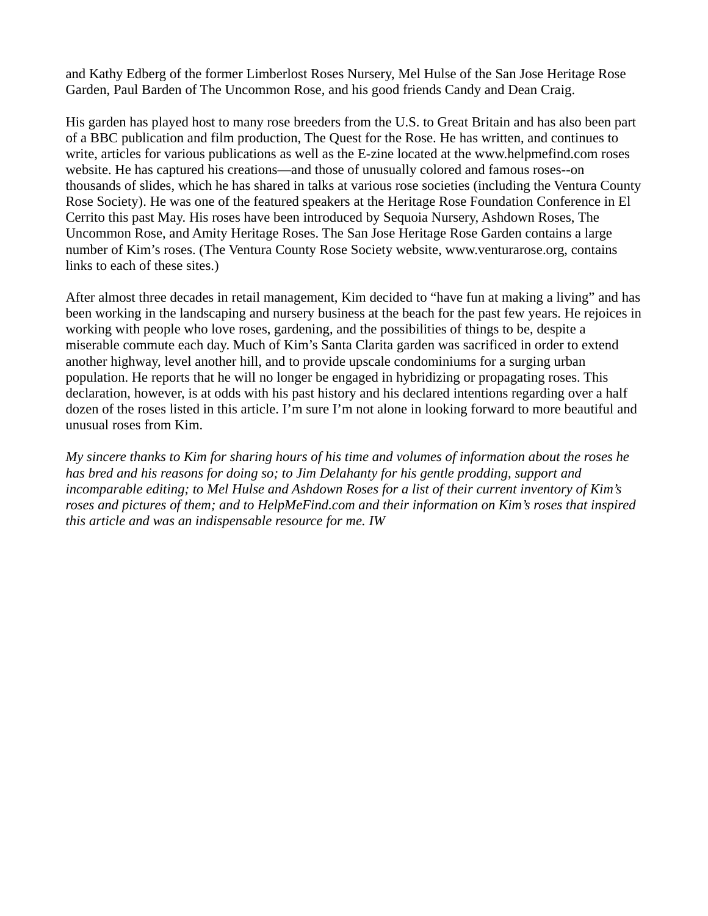and Kathy Edberg of the former Limberlost Roses Nursery, Mel Hulse of the San Jose Heritage Rose Garden, Paul Barden of The Uncommon Rose, and his good friends Candy and Dean Craig.

His garden has played host to many rose breeders from the U.S. to Great Britain and has also been part of a BBC publication and film production, The Quest for the Rose. He has written, and continues to write, articles for various publications as well as the E-zine located at the www.helpmefind.com roses website. He has captured his creations—and those of unusually colored and famous roses--on thousands of slides, which he has shared in talks at various rose societies (including the Ventura County Rose Society). He was one of the featured speakers at the Heritage Rose Foundation Conference in El Cerrito this past May. His roses have been introduced by Sequoia Nursery, Ashdown Roses, The Uncommon Rose, and Amity Heritage Roses. The San Jose Heritage Rose Garden contains a large number of Kim's roses. (The Ventura County Rose Society website, www.venturarose.org, contains links to each of these sites.)

After almost three decades in retail management, Kim decided to "have fun at making a living" and has been working in the landscaping and nursery business at the beach for the past few years. He rejoices in working with people who love roses, gardening, and the possibilities of things to be, despite a miserable commute each day. Much of Kim's Santa Clarita garden was sacrificed in order to extend another highway, level another hill, and to provide upscale condominiums for a surging urban population. He reports that he will no longer be engaged in hybridizing or propagating roses. This declaration, however, is at odds with his past history and his declared intentions regarding over a half dozen of the roses listed in this article. I'm sure I'm not alone in looking forward to more beautiful and unusual roses from Kim.

*My sincere thanks to Kim for sharing hours of his time and volumes of information about the roses he has bred and his reasons for doing so; to Jim Delahanty for his gentle prodding, support and incomparable editing; to Mel Hulse and Ashdown Roses for a list of their current inventory of Kim's roses and pictures of them; and to HelpMeFind.com and their information on Kim's roses that inspired this article and was an indispensable resource for me. IW*